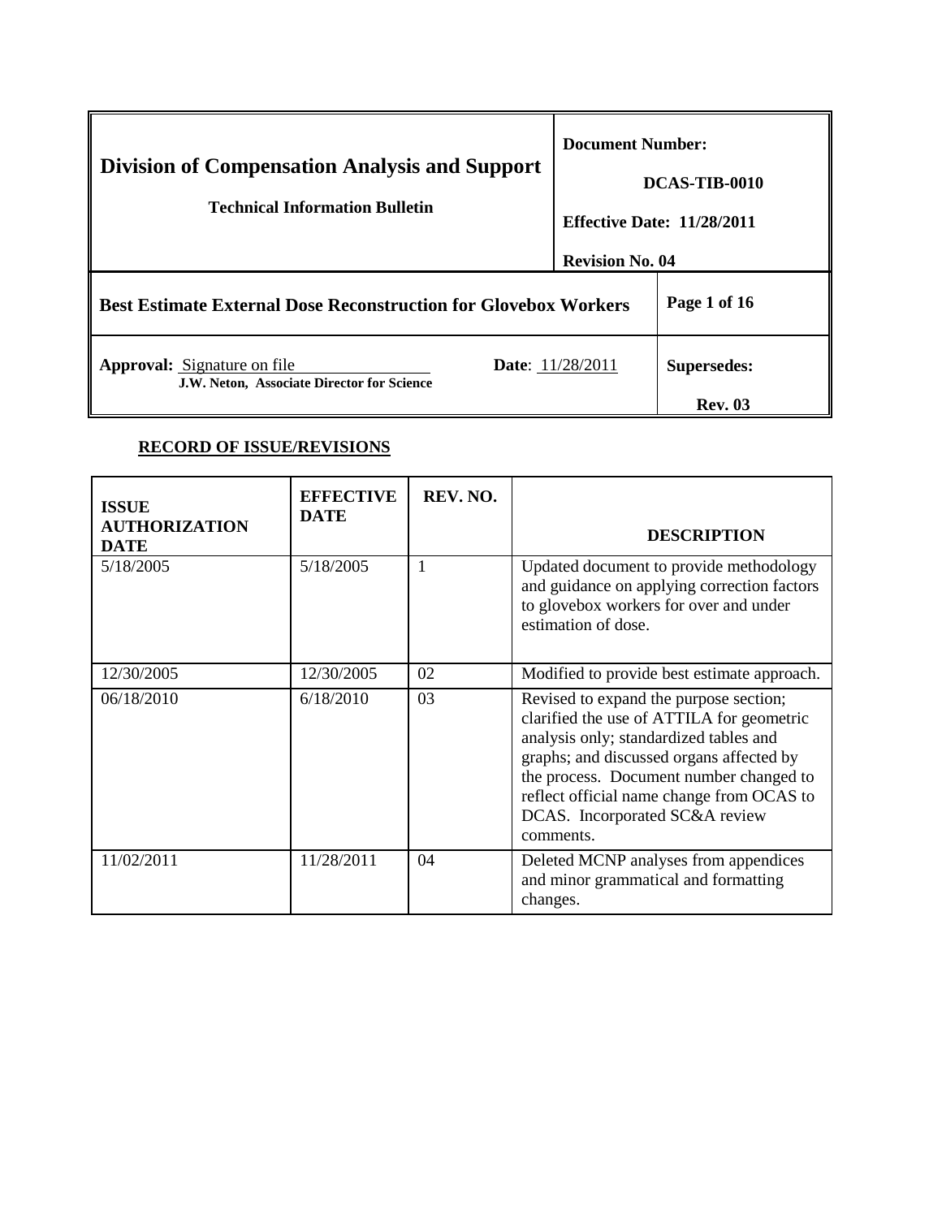| **Division of Compensation Analysis and Support**<br>**Technical Information Bulletin** | | **Document Number:**<br>**DCAS-TIB-0010**<br>**Effective Date: 11/28/2011**<br>**Revision No. 04** |
|---|---|---|
| **Best Estimate External Dose Reconstruction for Glovebox Workers** | | **Page 1 of 16** |
| **Approval:** Signature on file<br>**J.W. Neton, Associate Director for Science** | **Date**: 11/28/2011 | **Supersedes:**<br>**Rev. 03** |

**RECORD OF ISSUE/REVISIONS**

| **ISSUE AUTHORIZATION DATE** | **EFFECTIVE DATE** | **REV. NO.** | **DESCRIPTION** |
|---|---|---|---|
| 5/18/2005 | 5/18/2005 | 1 | Updated document to provide methodology and guidance on applying correction factors to glovebox workers for over and under estimation of dose. |
| 12/30/2005 | 12/30/2005 | 02 | Modified to provide best estimate approach. |
| 06/18/2010 | 6/18/2010 | 03 | Revised to expand the purpose section; clarified the use of ATTILA for geometric analysis only; standardized tables and graphs; and discussed organs affected by the process. Document number changed to reflect official name change from OCAS to DCAS. Incorporated SC&A review comments. |
| 11/02/2011 | 11/28/2011 | 04 | Deleted MCNP analyses from appendices and minor grammatical and formatting changes. |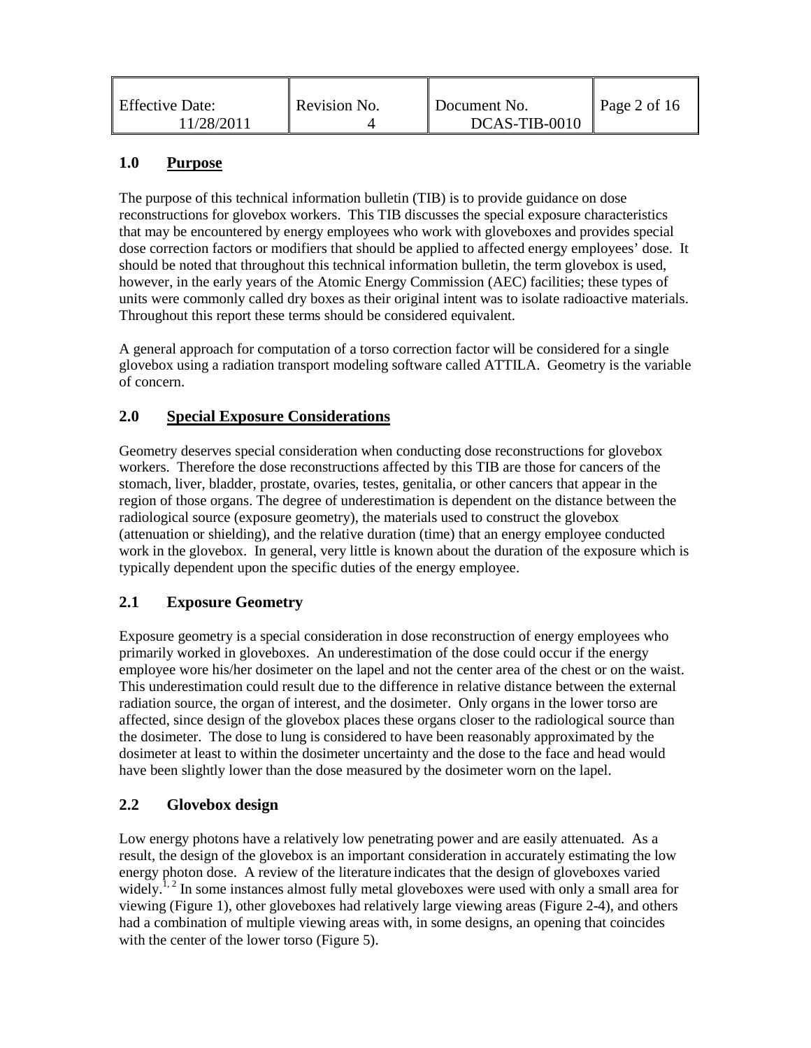## 1.0 Purpose

The purpose of this technical information bulletin (TIB) is to provide guidance on dose reconstructions for glovebox workers. This TIB discusses the special exposure characteristics that may be encountered by energy employees who work with gloveboxes and provides special dose correction factors or modifiers that should be applied to affected energy employees' dose. It should be noted that throughout this technical information bulletin, the term glovebox is used, however, in the early years of the Atomic Energy Commission (AEC) facilities; these types of units were commonly called dry boxes as their original intent was to isolate radioactive materials. Throughout this report these terms should be considered equivalent.

A general approach for computation of a torso correction factor will be considered for a single glovebox using a radiation transport modeling software called ATTILA. Geometry is the variable of concern.

## 2.0 Special Exposure Considerations

Geometry deserves special consideration when conducting dose reconstructions for glovebox workers. Therefore the dose reconstructions affected by this TIB are those for cancers of the stomach, liver, bladder, prostate, ovaries, testes, genitalia, or other cancers that appear in the region of those organs. The degree of underestimation is dependent on the distance between the radiological source (exposure geometry), the materials used to construct the glovebox (attenuation or shielding), and the relative duration (time) that an energy employee conducted work in the glovebox. In general, very little is known about the duration of the exposure which is typically dependent upon the specific duties of the energy employee.

### 2.1 Exposure Geometry

Exposure geometry is a special consideration in dose reconstruction of energy employees who primarily worked in gloveboxes. An underestimation of the dose could occur if the energy employee wore his/her dosimeter on the lapel and not the center area of the chest or on the waist. This underestimation could result due to the difference in relative distance between the external radiation source, the organ of interest, and the dosimeter. Only organs in the lower torso are affected, since design of the glovebox places these organs closer to the radiological source than the dosimeter. The dose to lung is considered to have been reasonably approximated by the dosimeter at least to within the dosimeter uncertainty and the dose to the face and head would have been slightly lower than the dose measured by the dosimeter worn on the lapel.

### 2.2 Glovebox design

Low energy photons have a relatively low penetrating power and are easily attenuated. As a result, the design of the glovebox is an important consideration in accurately estimating the low energy photon dose. A review of the literature indicates that the design of gloveboxes varied widely.[1, 2] In some instances almost fully metal gloveboxes were used with only a small area for viewing (Figure 1), other gloveboxes had relatively large viewing areas (Figure 2-4), and others had a combination of multiple viewing areas with, in some designs, an opening that coincides with the center of the lower torso (Figure 5).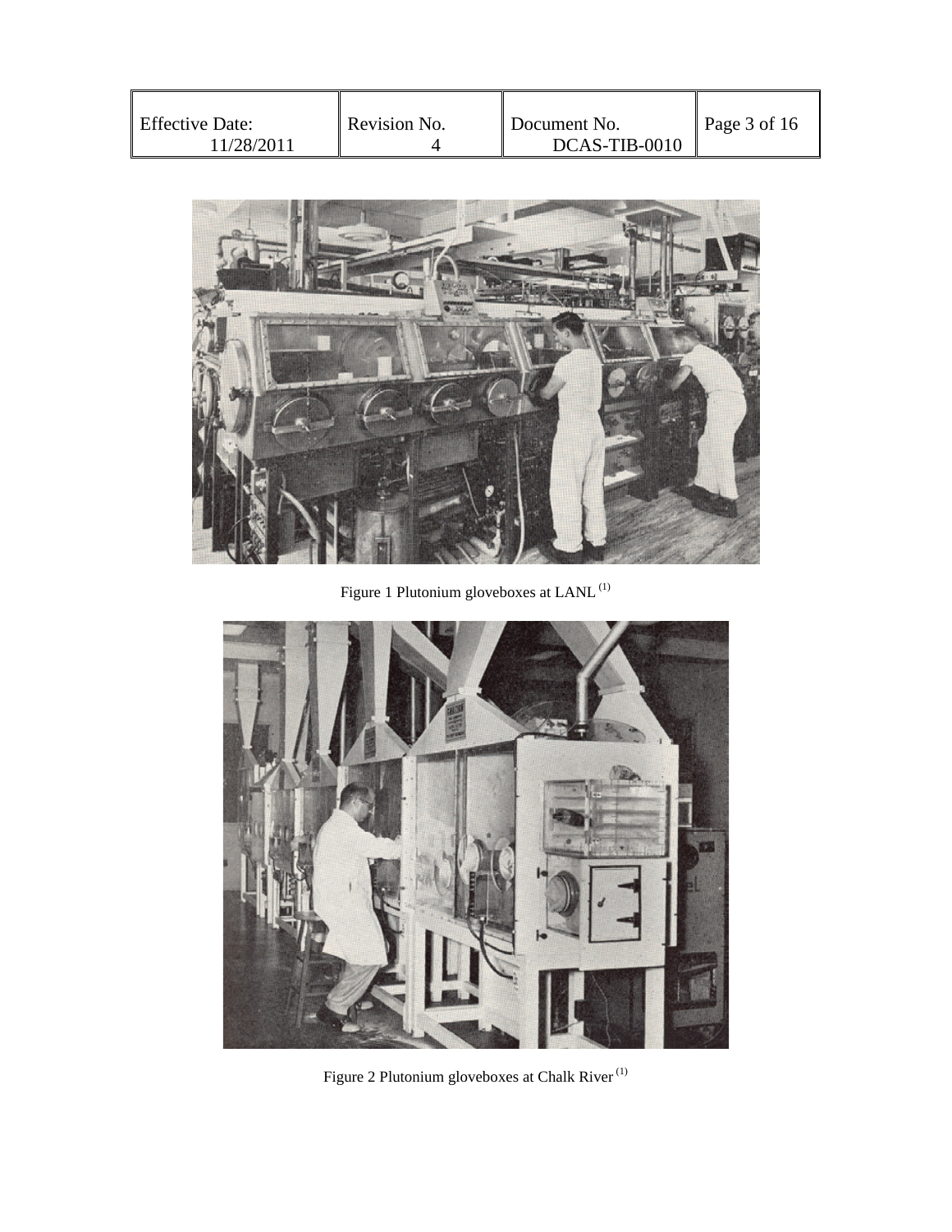Figure 1 Plutonium gloveboxes at LANL [1]

Figure 2 Plutonium gloveboxes at Chalk River [1]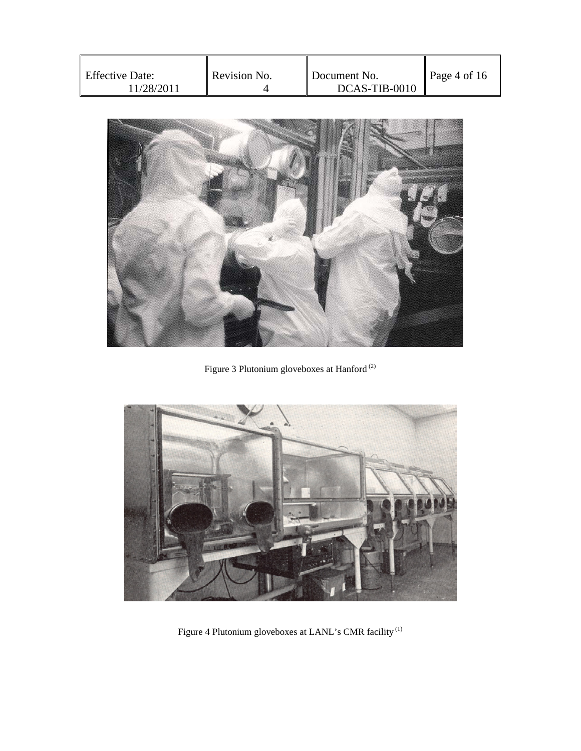Figure 3 Plutonium gloveboxes at Hanford [2]

Figure 4 Plutonium gloveboxes at LANL's CMR facility [1]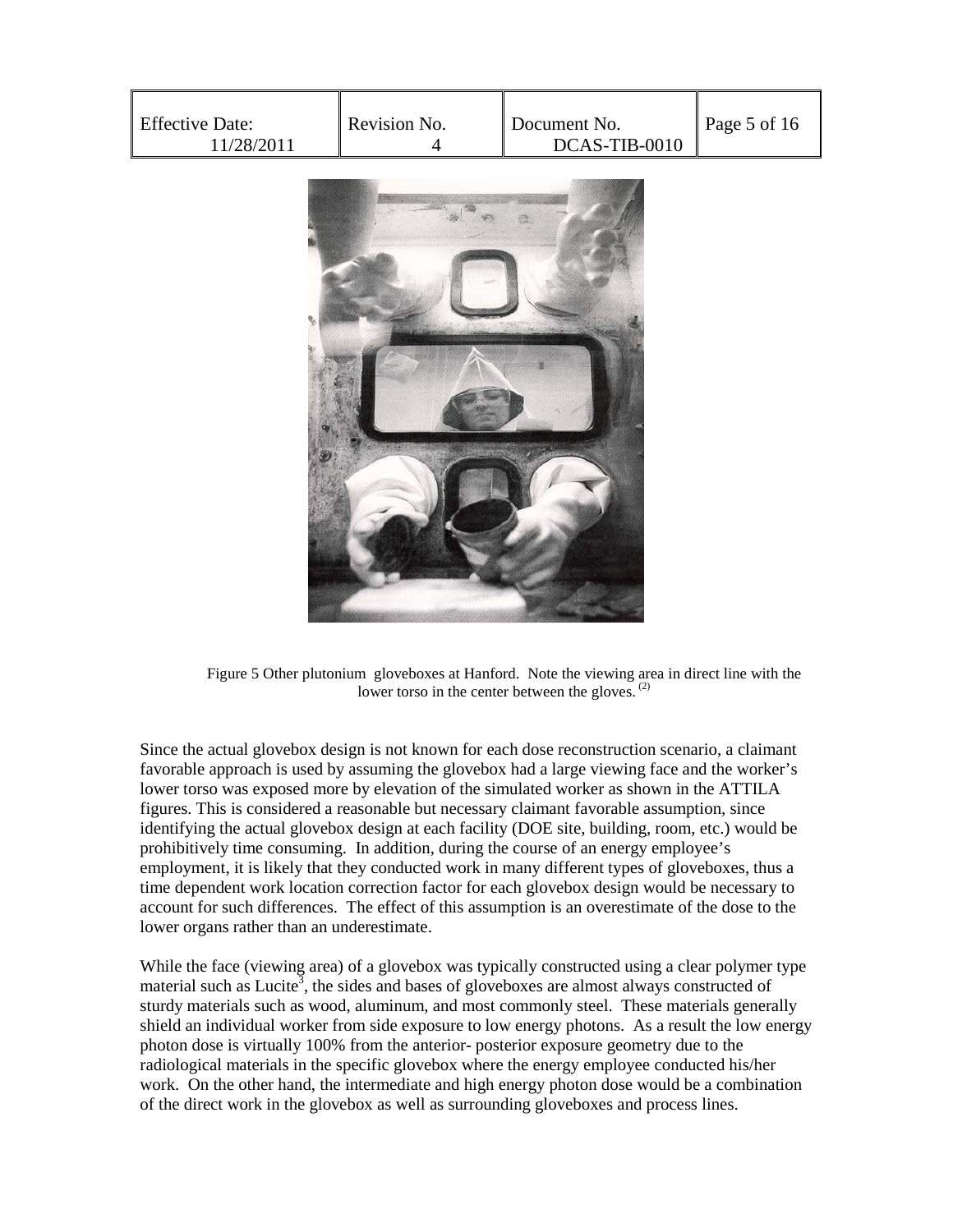Figure 5 Other plutonium gloveboxes at Hanford. Note the viewing area in direct line with the lower torso in the center between the gloves. (2)

Since the actual glovebox design is not known for each dose reconstruction scenario, a claimant favorable approach is used by assuming the glovebox had a large viewing face and the worker's lower torso was exposed more by elevation of the simulated worker as shown in the ATTILA figures. This is considered a reasonable but necessary claimant favorable assumption, since identifying the actual glovebox design at each facility (DOE site, building, room, etc.) would be prohibitively time consuming. In addition, during the course of an energy employee's employment, it is likely that they conducted work in many different types of gloveboxes, thus a time dependent work location correction factor for each glovebox design would be necessary to account for such differences. The effect of this assumption is an overestimate of the dose to the lower organs rather than an underestimate.

While the face (viewing area) of a glovebox was typically constructed using a clear polymer type material such as Lucite[3], the sides and bases of gloveboxes are almost always constructed of sturdy materials such as wood, aluminum, and most commonly steel. These materials generally shield an individual worker from side exposure to low energy photons. As a result the low energy photon dose is virtually 100% from the anterior- posterior exposure geometry due to the radiological materials in the specific glovebox where the energy employee conducted his/her work. On the other hand, the intermediate and high energy photon dose would be a combination of the direct work in the glovebox as well as surrounding gloveboxes and process lines.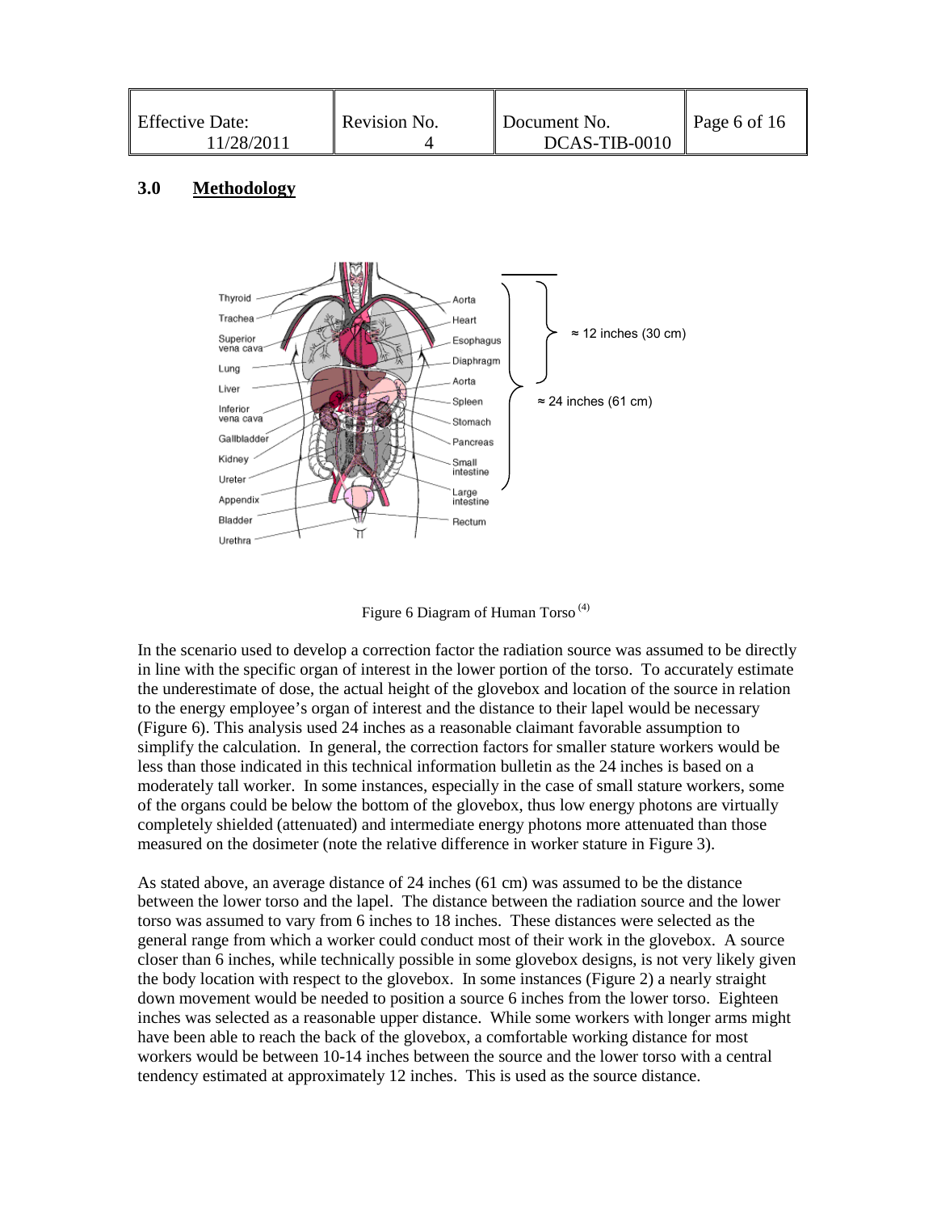## 3.0 Methodology

Figure 6 Diagram of Human Torso [(4)]

In the scenario used to develop a correction factor the radiation source was assumed to be directly in line with the specific organ of interest in the lower portion of the torso. To accurately estimate the underestimate of dose, the actual height of the glovebox and location of the source in relation to the energy employee's organ of interest and the distance to their lapel would be necessary (Figure 6). This analysis used 24 inches as a reasonable claimant favorable assumption to simplify the calculation. In general, the correction factors for smaller stature workers would be less than those indicated in this technical information bulletin as the 24 inches is based on a moderately tall worker. In some instances, especially in the case of small stature workers, some of the organs could be below the bottom of the glovebox, thus low energy photons are virtually completely shielded (attenuated) and intermediate energy photons more attenuated than those measured on the dosimeter (note the relative difference in worker stature in Figure 3).

As stated above, an average distance of 24 inches (61 cm) was assumed to be the distance between the lower torso and the lapel. The distance between the radiation source and the lower torso was assumed to vary from 6 inches to 18 inches. These distances were selected as the general range from which a worker could conduct most of their work in the glovebox. A source closer than 6 inches, while technically possible in some glovebox designs, is not very likely given the body location with respect to the glovebox. In some instances (Figure 2) a nearly straight down movement would be needed to position a source 6 inches from the lower torso. Eighteen inches was selected as a reasonable upper distance. While some workers with longer arms might have been able to reach the back of the glovebox, a comfortable working distance for most workers would be between 10-14 inches between the source and the lower torso with a central tendency estimated at approximately 12 inches. This is used as the source distance.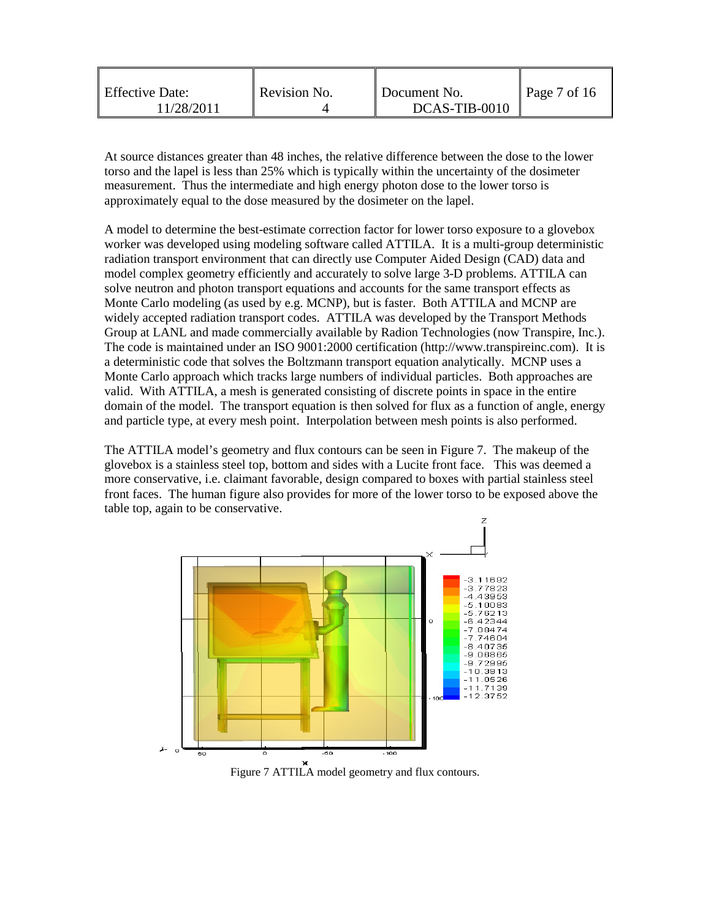At source distances greater than 48 inches, the relative difference between the dose to the lower torso and the lapel is less than 25% which is typically within the uncertainty of the dosimeter measurement. Thus the intermediate and high energy photon dose to the lower torso is approximately equal to the dose measured by the dosimeter on the lapel.

A model to determine the best-estimate correction factor for lower torso exposure to a glovebox worker was developed using modeling software called ATTILA. It is a multi-group deterministic radiation transport environment that can directly use Computer Aided Design (CAD) data and model complex geometry efficiently and accurately to solve large 3-D problems. ATTILA can solve neutron and photon transport equations and accounts for the same transport effects as Monte Carlo modeling (as used by e.g. MCNP), but is faster. Both ATTILA and MCNP are widely accepted radiation transport codes. ATTILA was developed by the Transport Methods Group at LANL and made commercially available by Radion Technologies (now Transpire, Inc.). The code is maintained under an ISO 9001:2000 certification (http://www.transpireinc.com). It is a deterministic code that solves the Boltzmann transport equation analytically. MCNP uses a Monte Carlo approach which tracks large numbers of individual particles. Both approaches are valid. With ATTILA, a mesh is generated consisting of discrete points in space in the entire domain of the model. The transport equation is then solved for flux as a function of angle, energy and particle type, at every mesh point. Interpolation between mesh points is also performed.

The ATTILA model's geometry and flux contours can be seen in Figure 7. The makeup of the glovebox is a stainless steel top, bottom and sides with a Lucite front face. This was deemed a more conservative, i.e. claimant favorable, design compared to boxes with partial stainless steel front faces. The human figure also provides for more of the lower torso to be exposed above the table top, again to be conservative.

Figure 7 ATTILA model geometry and flux contours.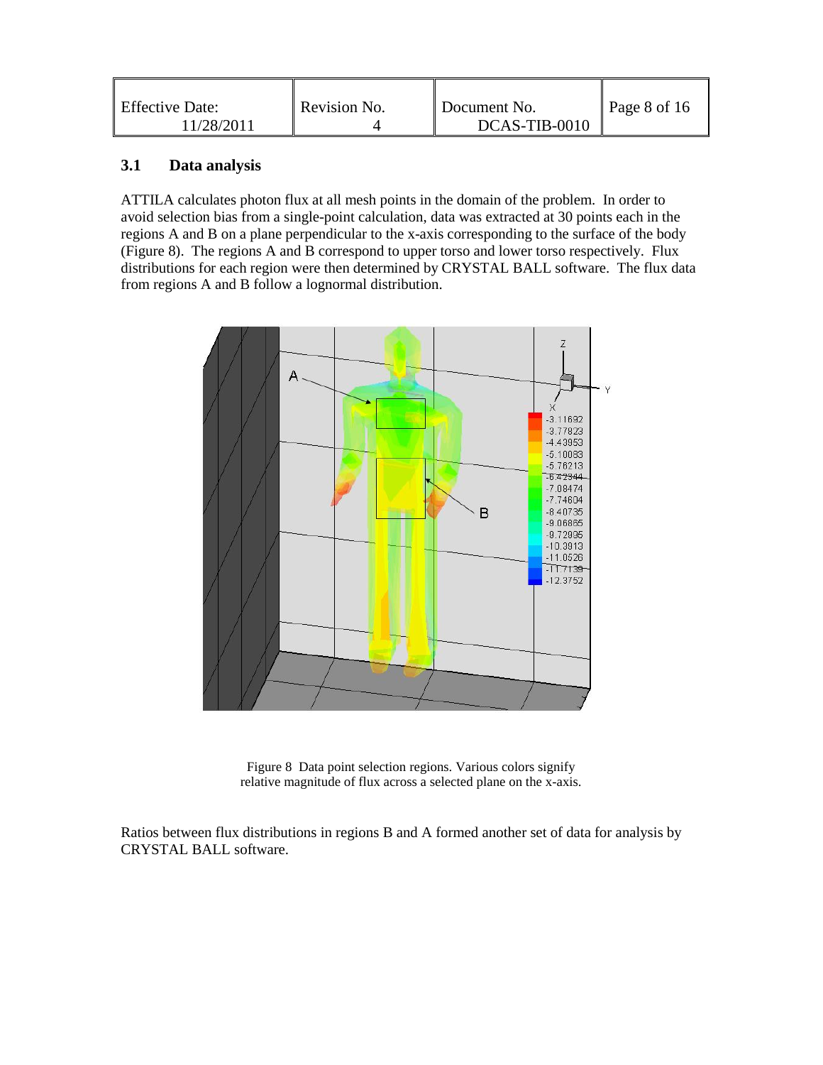### 3.1 Data analysis

ATTILA calculates photon flux at all mesh points in the domain of the problem. In order to avoid selection bias from a single-point calculation, data was extracted at 30 points each in the regions A and B on a plane perpendicular to the x-axis corresponding to the surface of the body (Figure 8). The regions A and B correspond to upper torso and lower torso respectively. Flux distributions for each region were then determined by CRYSTAL BALL software. The flux data from regions A and B follow a lognormal distribution.

Figure 8 Data point selection regions. Various colors signify relative magnitude of flux across a selected plane on the x-axis.

Ratios between flux distributions in regions B and A formed another set of data for analysis by CRYSTAL BALL software.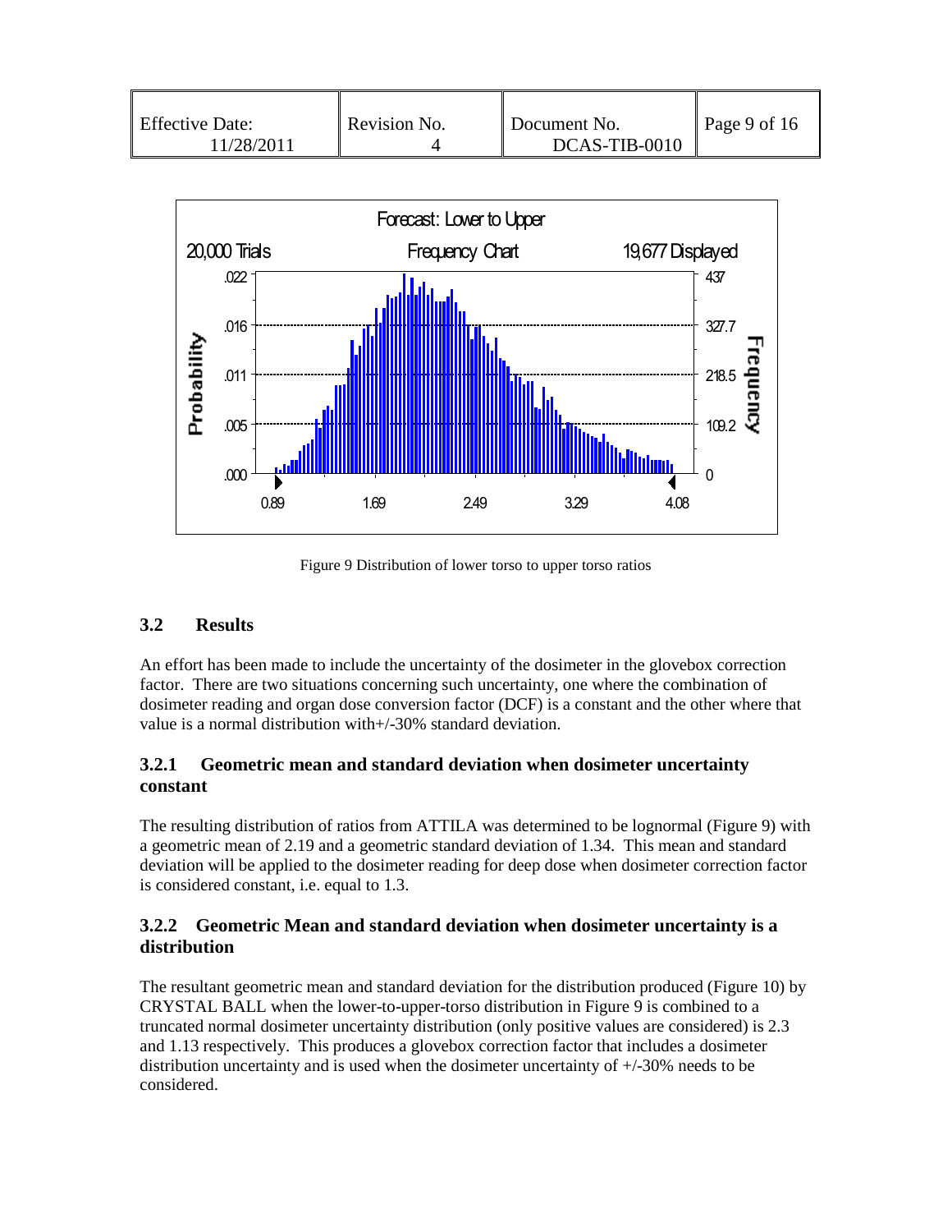Figure 9 Distribution of lower torso to upper torso ratios

### 3.2 Results

An effort has been made to include the uncertainty of the dosimeter in the glovebox correction factor. There are two situations concerning such uncertainty, one where the combination of dosimeter reading and organ dose conversion factor (DCF) is a constant and the other where that value is a normal distribution with+/-30% standard deviation.

#### 3.2.1 Geometric mean and standard deviation when dosimeter uncertainty constant

The resulting distribution of ratios from ATTILA was determined to be lognormal (Figure 9) with a geometric mean of 2.19 and a geometric standard deviation of 1.34. This mean and standard deviation will be applied to the dosimeter reading for deep dose when dosimeter correction factor is considered constant, i.e. equal to 1.3.

#### 3.2.2 Geometric Mean and standard deviation when dosimeter uncertainty is a distribution

The resultant geometric mean and standard deviation for the distribution produced (Figure 10) by CRYSTAL BALL when the lower-to-upper-torso distribution in Figure 9 is combined to a truncated normal dosimeter uncertainty distribution (only positive values are considered) is 2.3 and 1.13 respectively. This produces a glovebox correction factor that includes a dosimeter distribution uncertainty and is used when the dosimeter uncertainty of +/-30% needs to be considered.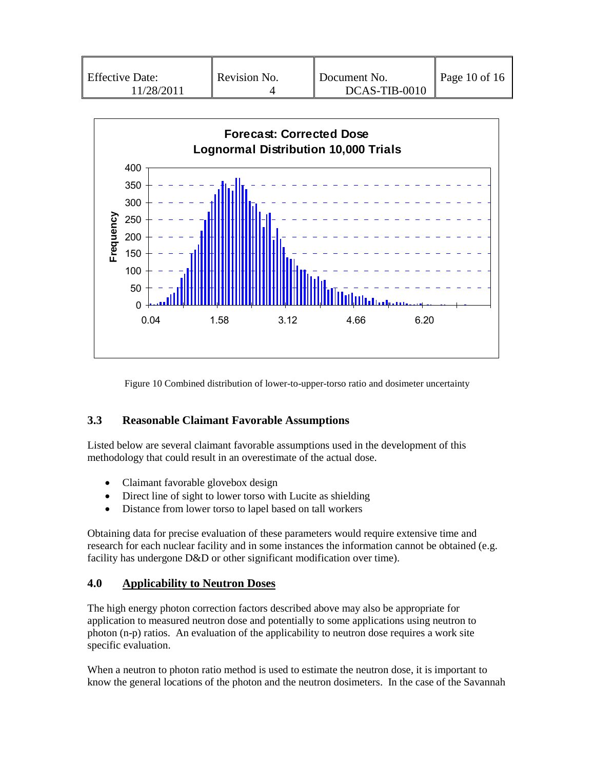Figure 10 Combined distribution of lower-to-upper-torso ratio and dosimeter uncertainty

### 3.3 Reasonable Claimant Favorable Assumptions

Listed below are several claimant favorable assumptions used in the development of this methodology that could result in an overestimate of the actual dose.

- Claimant favorable glovebox design
- Direct line of sight to lower torso with Lucite as shielding
- Distance from lower torso to lapel based on tall workers

Obtaining data for precise evaluation of these parameters would require extensive time and research for each nuclear facility and in some instances the information cannot be obtained (e.g. facility has undergone D&D or other significant modification over time).

## 4.0 Applicability to Neutron Doses

The high energy photon correction factors described above may also be appropriate for application to measured neutron dose and potentially to some applications using neutron to photon (n-p) ratios. An evaluation of the applicability to neutron dose requires a work site specific evaluation.

When a neutron to photon ratio method is used to estimate the neutron dose, it is important to know the general locations of the photon and the neutron dosimeters. In the case of the Savannah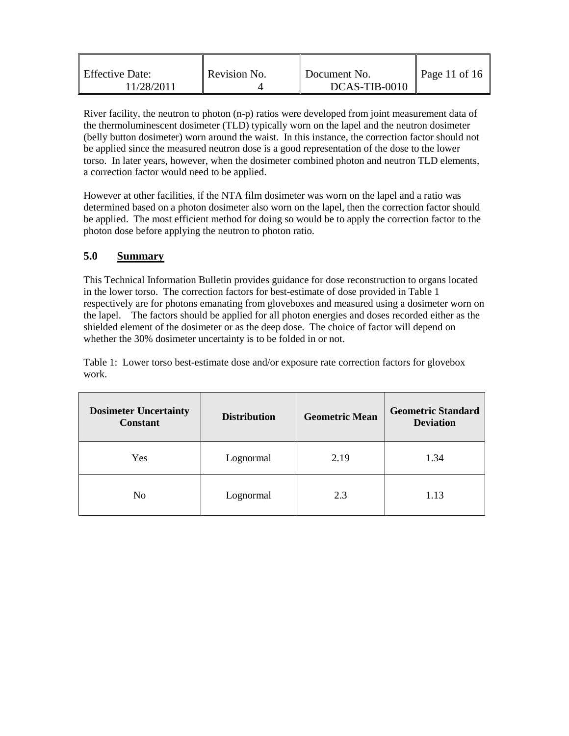River facility, the neutron to photon (n-p) ratios were developed from joint measurement data of the thermoluminescent dosimeter (TLD) typically worn on the lapel and the neutron dosimeter (belly button dosimeter) worn around the waist. In this instance, the correction factor should not be applied since the measured neutron dose is a good representation of the dose to the lower torso. In later years, however, when the dosimeter combined photon and neutron TLD elements, a correction factor would need to be applied.

However at other facilities, if the NTA film dosimeter was worn on the lapel and a ratio was determined based on a photon dosimeter also worn on the lapel, then the correction factor should be applied. The most efficient method for doing so would be to apply the correction factor to the photon dose before applying the neutron to photon ratio.

## 5.0 Summary

This Technical Information Bulletin provides guidance for dose reconstruction to organs located in the lower torso. The correction factors for best-estimate of dose provided in Table 1 respectively are for photons emanating from gloveboxes and measured using a dosimeter worn on the lapel. The factors should be applied for all photon energies and doses recorded either as the shielded element of the dosimeter or as the deep dose. The choice of factor will depend on whether the 30% dosimeter uncertainty is to be folded in or not.

Table 1: Lower torso best-estimate dose and/or exposure rate correction factors for glovebox work.

| Dosimeter Uncertainty Constant | Distribution | Geometric Mean | Geometric Standard Deviation |
|---|---|---|---|
| Yes | Lognormal | 2.19 | 1.34 |
| No | Lognormal | 2.3 | 1.13 |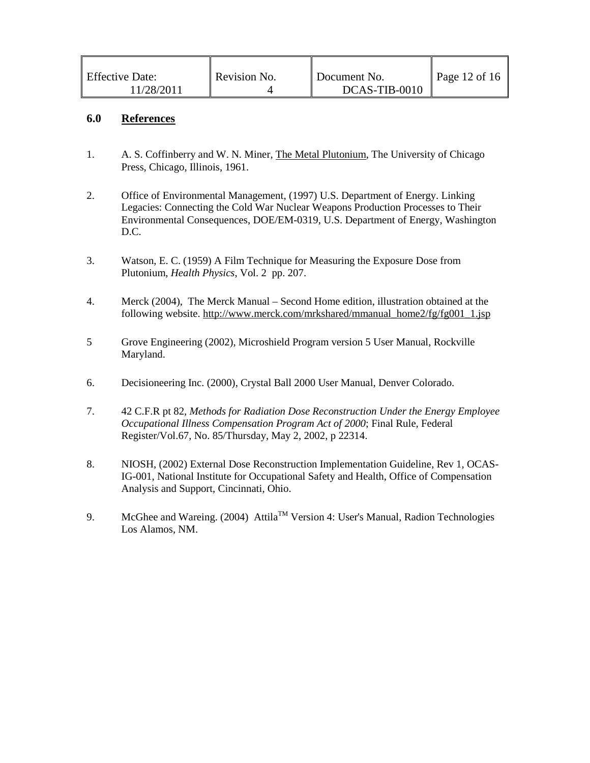## 6.0 References

1. A. S. Coffinberry and W. N. Miner, The Metal Plutonium, The University of Chicago Press, Chicago, Illinois, 1961.

2. Office of Environmental Management, (1997) U.S. Department of Energy. Linking Legacies: Connecting the Cold War Nuclear Weapons Production Processes to Their Environmental Consequences, DOE/EM-0319, U.S. Department of Energy, Washington D.C.

3. Watson, E. C. (1959) A Film Technique for Measuring the Exposure Dose from Plutonium, *Health Physics*, Vol. 2 pp. 207.

4. Merck (2004), The Merck Manual – Second Home edition, illustration obtained at the following website. http://www.merck.com/mrkshared/mmanual_home2/fg/fg001_1.jsp

5 Grove Engineering (2002), Microshield Program version 5 User Manual, Rockville Maryland.

6. Decisioneering Inc. (2000), Crystal Ball 2000 User Manual, Denver Colorado.

7. 42 C.F.R pt 82, *Methods for Radiation Dose Reconstruction Under the Energy Employee Occupational Illness Compensation Program Act of 2000*; Final Rule, Federal Register/Vol.67, No. 85/Thursday, May 2, 2002, p 22314.

8. NIOSH, (2002) External Dose Reconstruction Implementation Guideline, Rev 1, OCAS-IG-001, National Institute for Occupational Safety and Health, Office of Compensation Analysis and Support, Cincinnati, Ohio.

9. McGhee and Wareing. (2004) Attila™ Version 4: User's Manual, Radion Technologies Los Alamos, NM.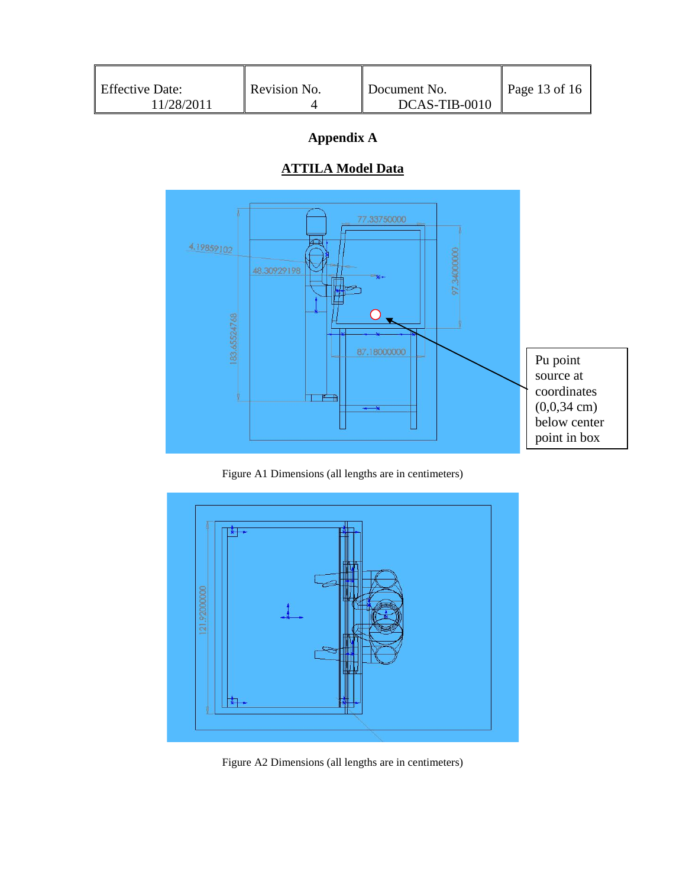# Appendix A

## ATTILA Model Data

Pu point source at coordinates (0,0,34 cm) below center point in box

Figure A1 Dimensions (all lengths are in centimeters)

Figure A2 Dimensions (all lengths are in centimeters)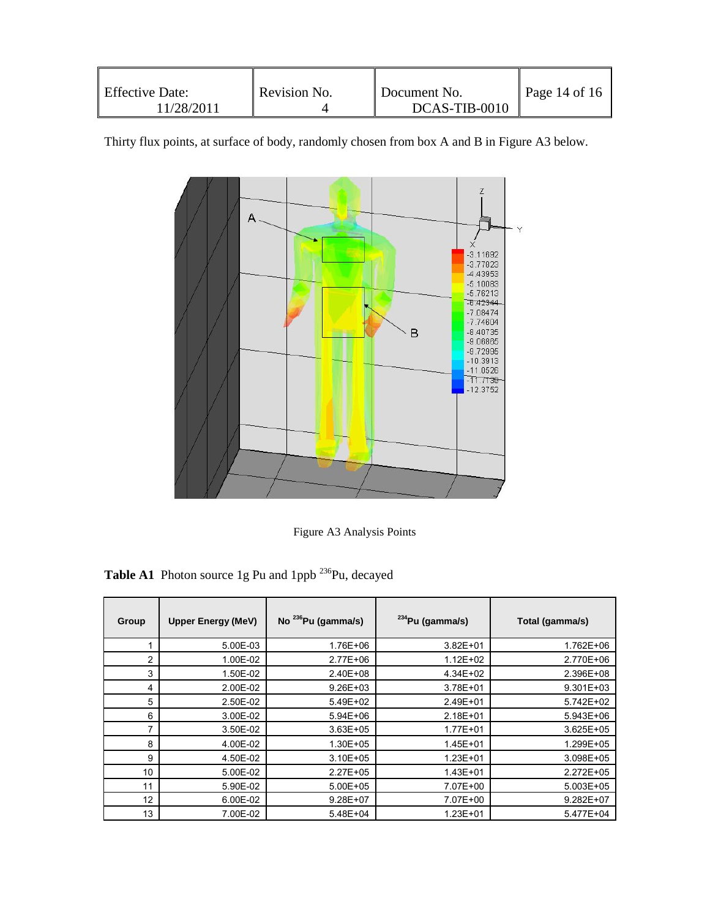Thirty flux points, at surface of body, randomly chosen from box A and B in Figure A3 below.

Figure A3 Analysis Points

**Table A1** Photon source 1g Pu and 1ppb $^{236}$Pu, decayed

| Group | Upper Energy (MeV) | No $^{236}$Pu (gamma/s) | $^{234}$Pu (gamma/s) | Total (gamma/s) |
|---|---|---|---|---|
| 1 | 5.00E-03 | 1.76E+06 | 3.82E+01 | 1.762E+06 |
| 2 | 1.00E-02 | 2.77E+06 | 1.12E+02 | 2.770E+06 |
| 3 | 1.50E-02 | 2.40E+08 | 4.34E+02 | 2.396E+08 |
| 4 | 2.00E-02 | 9.26E+03 | 3.78E+01 | 9.301E+03 |
| 5 | 2.50E-02 | 5.49E+02 | 2.49E+01 | 5.742E+02 |
| 6 | 3.00E-02 | 5.94E+06 | 2.18E+01 | 5.943E+06 |
| 7 | 3.50E-02 | 3.63E+05 | 1.77E+01 | 3.625E+05 |
| 8 | 4.00E-02 | 1.30E+05 | 1.45E+01 | 1.299E+05 |
| 9 | 4.50E-02 | 3.10E+05 | 1.23E+01 | 3.098E+05 |
| 10 | 5.00E-02 | 2.27E+05 | 1.43E+01 | 2.272E+05 |
| 11 | 5.90E-02 | 5.00E+05 | 7.07E+00 | 5.003E+05 |
| 12 | 6.00E-02 | 9.28E+07 | 7.07E+00 | 9.282E+07 |
| 13 | 7.00E-02 | 5.48E+04 | 1.23E+01 | 5.477E+04 |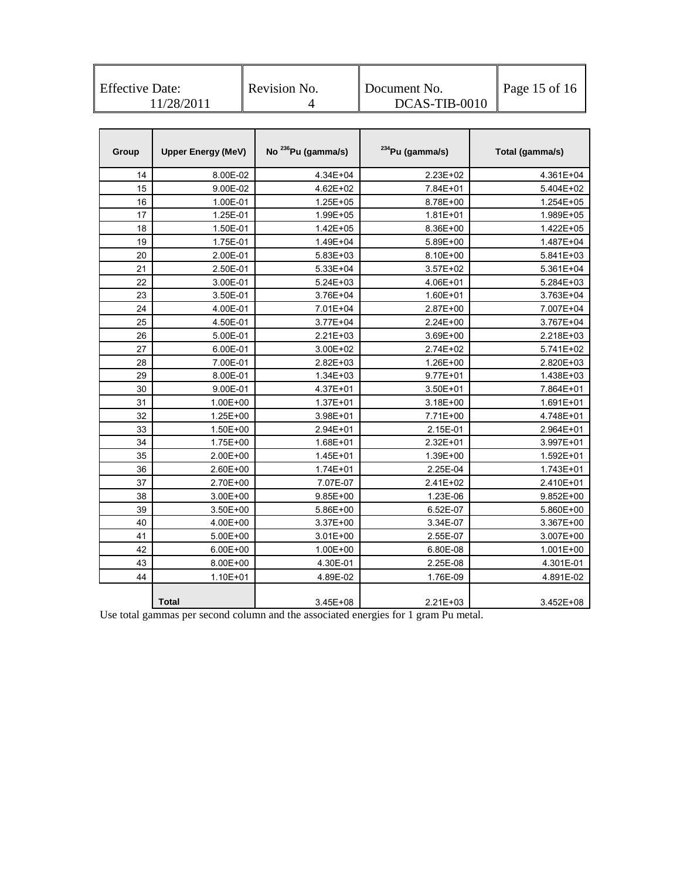| Group | Upper Energy (MeV) | No $^{236}$Pu (gamma/s) | $^{234}$Pu (gamma/s) | Total (gamma/s) |
|---|---|---|---|---|
| 14 | 8.00E-02 | 4.34E+04 | 2.23E+02 | 4.361E+04 |
| 15 | 9.00E-02 | 4.62E+02 | 7.84E+01 | 5.404E+02 |
| 16 | 1.00E-01 | 1.25E+05 | 8.78E+00 | 1.254E+05 |
| 17 | 1.25E-01 | 1.99E+05 | 1.81E+01 | 1.989E+05 |
| 18 | 1.50E-01 | 1.42E+05 | 8.36E+00 | 1.422E+05 |
| 19 | 1.75E-01 | 1.49E+04 | 5.89E+00 | 1.487E+04 |
| 20 | 2.00E-01 | 5.83E+03 | 8.10E+00 | 5.841E+03 |
| 21 | 2.50E-01 | 5.33E+04 | 3.57E+02 | 5.361E+04 |
| 22 | 3.00E-01 | 5.24E+03 | 4.06E+01 | 5.284E+03 |
| 23 | 3.50E-01 | 3.76E+04 | 1.60E+01 | 3.763E+04 |
| 24 | 4.00E-01 | 7.01E+04 | 2.87E+00 | 7.007E+04 |
| 25 | 4.50E-01 | 3.77E+04 | 2.24E+00 | 3.767E+04 |
| 26 | 5.00E-01 | 2.21E+03 | 3.69E+00 | 2.218E+03 |
| 27 | 6.00E-01 | 3.00E+02 | 2.74E+02 | 5.741E+02 |
| 28 | 7.00E-01 | 2.82E+03 | 1.26E+00 | 2.820E+03 |
| 29 | 8.00E-01 | 1.34E+03 | 9.77E+01 | 1.438E+03 |
| 30 | 9.00E-01 | 4.37E+01 | 3.50E+01 | 7.864E+01 |
| 31 | 1.00E+00 | 1.37E+01 | 3.18E+00 | 1.691E+01 |
| 32 | 1.25E+00 | 3.98E+01 | 7.71E+00 | 4.748E+01 |
| 33 | 1.50E+00 | 2.94E+01 | 2.15E-01 | 2.964E+01 |
| 34 | 1.75E+00 | 1.68E+01 | 2.32E+01 | 3.997E+01 |
| 35 | 2.00E+00 | 1.45E+01 | 1.39E+00 | 1.592E+01 |
| 36 | 2.60E+00 | 1.74E+01 | 2.25E-04 | 1.743E+01 |
| 37 | 2.70E+00 | 7.07E-07 | 2.41E+02 | 2.410E+01 |
| 38 | 3.00E+00 | 9.85E+00 | 1.23E-06 | 9.852E+00 |
| 39 | 3.50E+00 | 5.86E+00 | 6.52E-07 | 5.860E+00 |
| 40 | 4.00E+00 | 3.37E+00 | 3.34E-07 | 3.367E+00 |
| 41 | 5.00E+00 | 3.01E+00 | 2.55E-07 | 3.007E+00 |
| 42 | 6.00E+00 | 1.00E+00 | 6.80E-08 | 1.001E+00 |
| 43 | 8.00E+00 | 4.30E-01 | 2.25E-08 | 4.301E-01 |
| 44 | 1.10E+01 | 4.89E-02 | 1.76E-09 | 4.891E-02 |
| | **Total** | 3.45E+08 | 2.21E+03 | 3.452E+08 |

Use total gammas per second column and the associated energies for 1 gram Pu metal.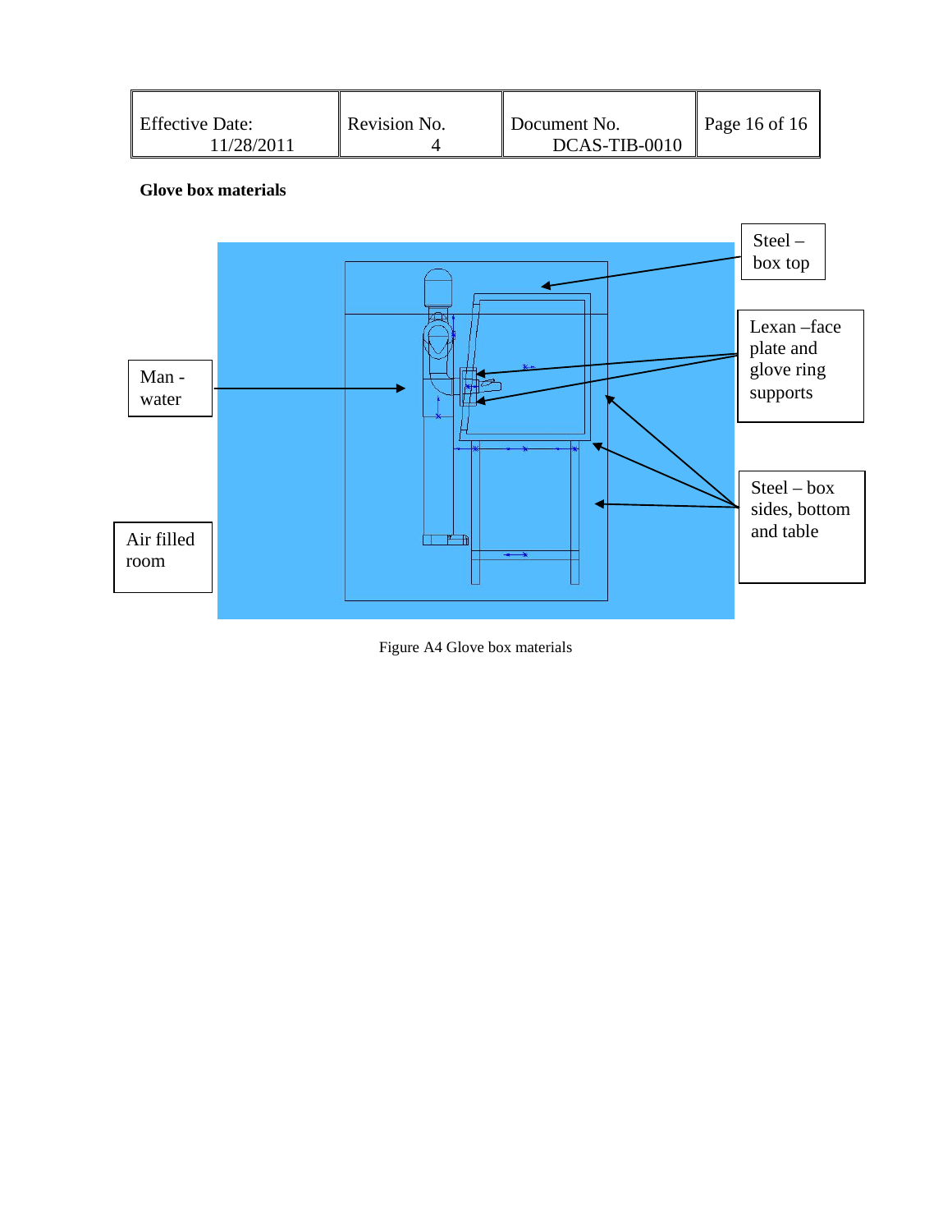**Glove box materials**

Steel – box top

Lexan –face plate and glove ring supports

Man - water

Steel – box sides, bottom and table

Air filled room

Figure A4 Glove box materials